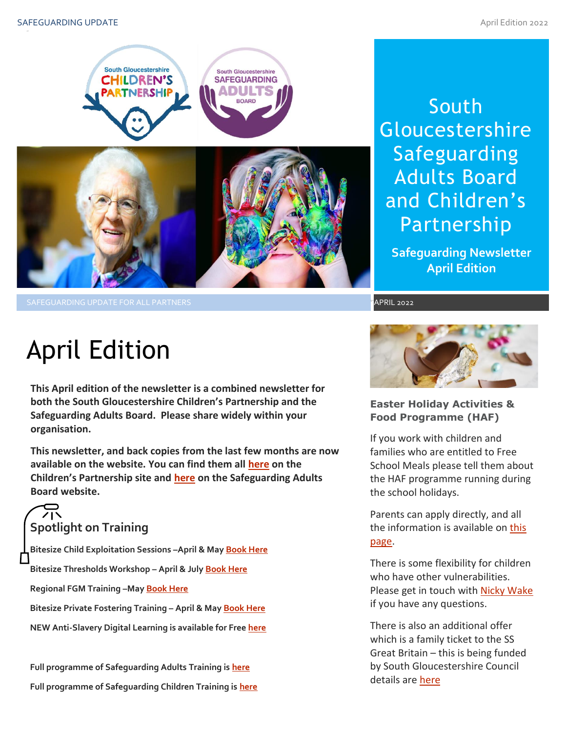# South Gloucestershire Safeguarding Adults Board and Children's Partnership

**Safeguarding Newsletter April Edition**

SAFEGUARDING UPDATE FOR ALL PARTNERS

APRIL 2022

# April Edition

**This April edition of the newsletter is a combined newsletter for both the South Gloucestershire Children's Partnership and the Safeguarding Adults Board. Please share widely within your organisation.**

**This newsletter, and back copies from the last few months are now available on the website. You can find them all here on the Children's Partnership site and here on the Safeguarding Adults Board website.**

## Spotlight on Training

**Bitesize Child Exploitation Sessions –April & May Book Here**

**Bitesize Thresholds Workshop – April & July Book Here**

**Regional FGM Training –May Book Here**

**Bitesize Private Fostering Training – April & May Book Here**

**NEW Anti-Slavery Digital Learning is available for Free here**

**Full programme of Safeguarding Adults Training is here**

**Full programme of Safeguarding Children Training is here**

### Easter Holiday Activities & Food Programme (HAF)

If you work with children and families who are entitled to Free School Meals please tell them about the HAF programme running during the school holidays.

Parents can apply directly, and all the information is available on this page.

There is some flexibility for children who have other vulnerabilities. Please get in touch with Nicky Wake if you have any questions.

There is also an additional offer which is a family ticket to the SS Great Britain – this is being funded by South Gloucestershire Council details are here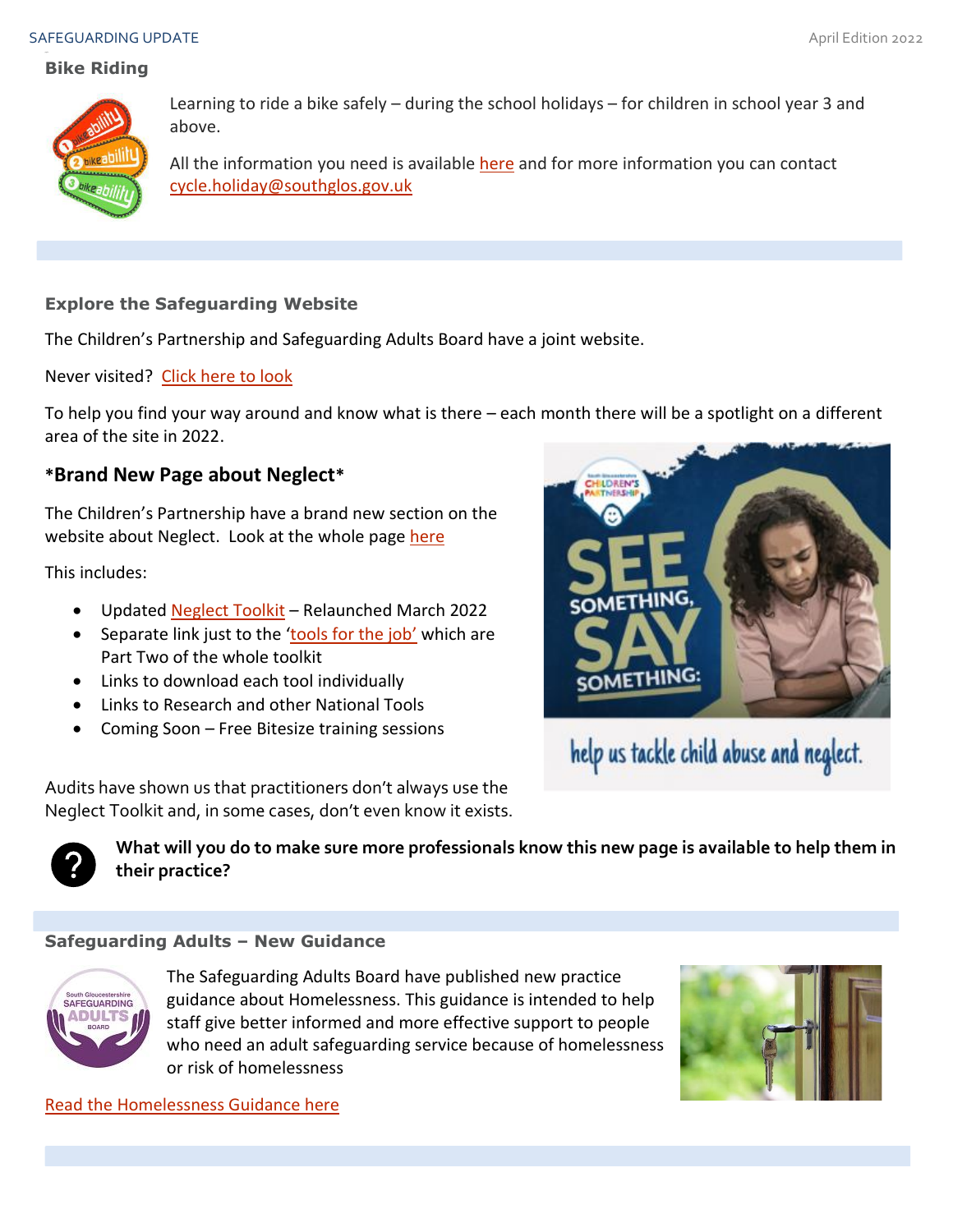## Bike Riding

Learning to ride a bike safely – during the school holidays – for children in school year 3 and above.

All the information you need is available here and for more information you can contact cycle.holiday@southglos.gov.uk

## Explore the Safeguarding Website

The Children's Partnership and Safeguarding Adults Board have a joint website.

Never visited? Click here to look

To help you find your way around and know what is there – each month there will be a spotlight on a different area of the site in 2022.

### *Brand New Page about Neglect*

The Children's Partnership have a brand new section on the website about Neglect. Look at the whole page here

This includes:

- Updated Neglect Toolkit – Relaunched March 2022
- Separate link just to the 'tools for the job' which are Part Two of the whole toolkit
- Links to download each tool individually
- Links to Research and other National Tools
- Coming Soon – Free Bitesize training sessions

Audits have shown us that practitioners don't always use the Neglect Toolkit and, in some cases, don't even know it exists.

**What will you do to make sure more professionals know this new page is available to help them in their practice?**

## Safeguarding Adults – New Guidance

The Safeguarding Adults Board have published new practice guidance about Homelessness. This guidance is intended to help staff give better informed and more effective support to people who need an adult safeguarding service because of homelessness or risk of homelessness

Read the Homelessness Guidance here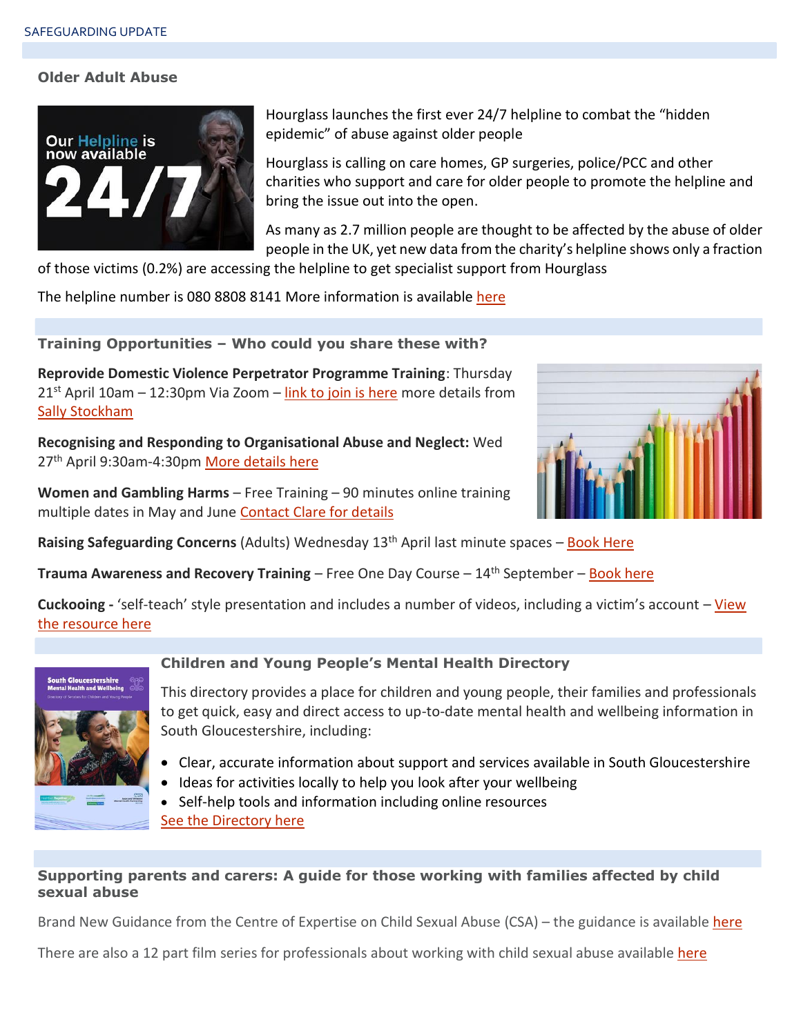## Older Adult Abuse

Hourglass launches the first ever 24/7 helpline to combat the "hidden epidemic" of abuse against older people

Hourglass is calling on care homes, GP surgeries, police/PCC and other charities who support and care for older people to promote the helpline and bring the issue out into the open.

As many as 2.7 million people are thought to be affected by the abuse of older people in the UK, yet new data from the charity's helpline shows only a fraction of those victims (0.2%) are accessing the helpline to get specialist support from Hourglass

The helpline number is 080 8808 8141 More information is available here

## Training Opportunities – Who could you share these with?

**Reprovide Domestic Violence Perpetrator Programme Training**: Thursday 21st April 10am – 12:30pm Via Zoom – link to join is here more details from Sally Stockham

**Recognising and Responding to Organisational Abuse and Neglect:** Wed 27th April 9:30am-4:30pm More details here

**Women and Gambling Harms** – Free Training – 90 minutes online training multiple dates in May and June Contact Clare for details

**Raising Safeguarding Concerns** (Adults) Wednesday 13th April last minute spaces – Book Here

**Trauma Awareness and Recovery Training** – Free One Day Course – 14th September – Book here

**Cuckooing -** 'self-teach' style presentation and includes a number of videos, including a victim's account – View the resource here

## Children and Young People's Mental Health Directory

This directory provides a place for children and young people, their families and professionals to get quick, easy and direct access to up-to-date mental health and wellbeing information in South Gloucestershire, including:

- Clear, accurate information about support and services available in South Gloucestershire
- Ideas for activities locally to help you look after your wellbeing
- Self-help tools and information including online resources

See the Directory here

## Supporting parents and carers: A guide for those working with families affected by child sexual abuse

Brand New Guidance from the Centre of Expertise on Child Sexual Abuse (CSA) – the guidance is available here

There are also a 12 part film series for professionals about working with child sexual abuse available here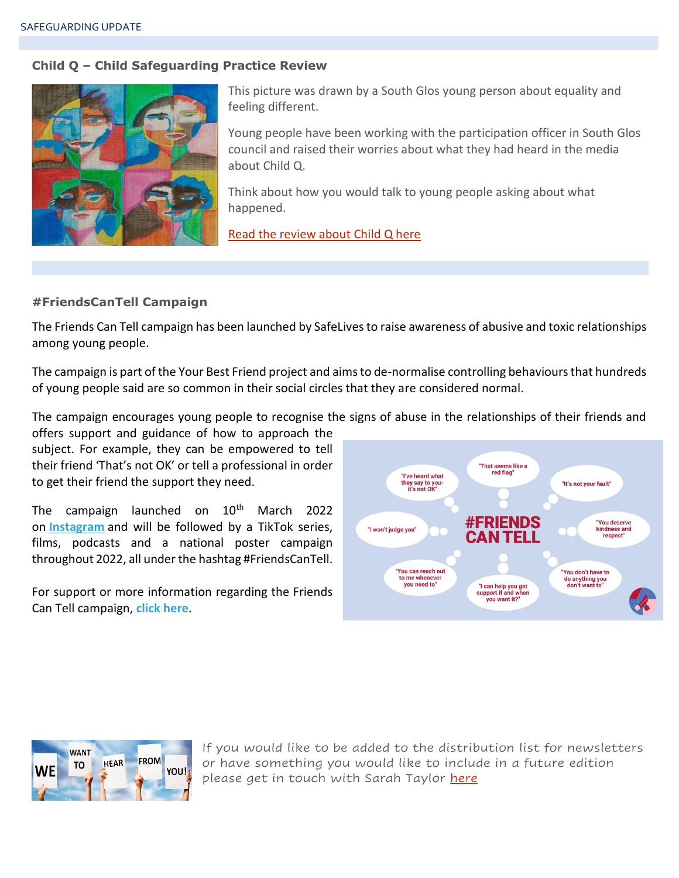## Child Q – Child Safeguarding Practice Review

This picture was drawn by a South Glos young person about equality and feeling different.

Young people have been working with the participation officer in South Glos council and raised their worries about what they had heard in the media about Child Q.

Think about how you would talk to young people asking about what happened.

[Read the review about Child Q here]

## #FriendsCanTell Campaign

The Friends Can Tell campaign has been launched by SafeLives to raise awareness of abusive and toxic relationships among young people.

The campaign is part of the Your Best Friend project and aims to de-normalise controlling behaviours that hundreds of young people said are so common in their social circles that they are considered normal.

The campaign encourages young people to recognise the signs of abuse in the relationships of their friends and offers support and guidance of how to approach the subject. For example, they can be empowered to tell their friend 'That's not OK' or tell a professional in order to get their friend the support they need.

The campaign launched on 10th March 2022 on **Instagram** and will be followed by a TikTok series, films, podcasts and a national poster campaign throughout 2022, all under the hashtag #FriendsCanTell.

For support or more information regarding the Friends Can Tell campaign, **click here**.

If you would like to be added to the distribution list for newsletters or have something you would like to include in a future edition please get in touch with Sarah Taylor here